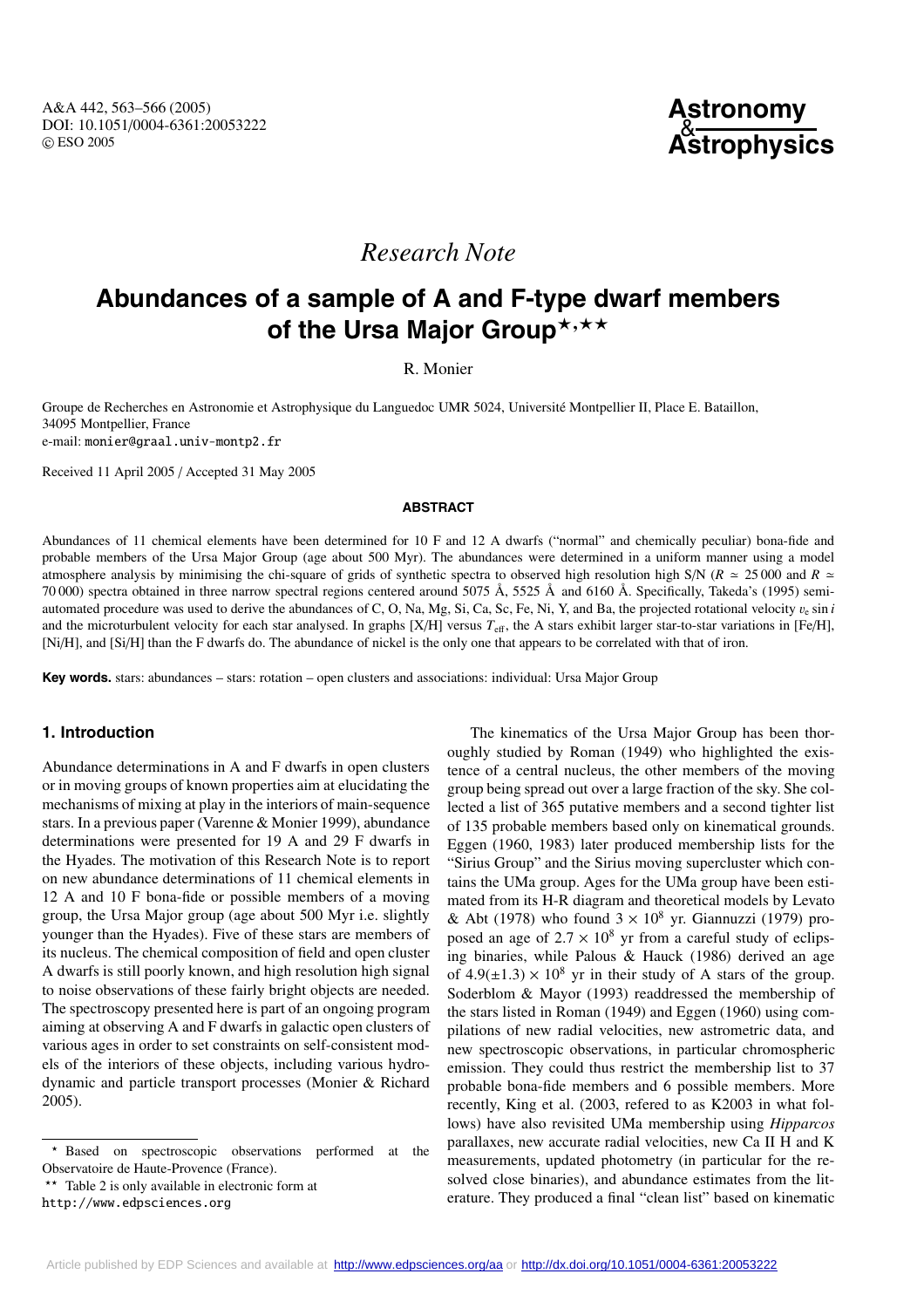*Research Note*

# Abundances of a sample of A and F-type dwarf members of the Ursa Major Group[⋆,⋆⋆]

R. Monier

Groupe de Recherches en Astronomie et Astrophysique du Languedoc UMR 5024, Université Montpellier II, Place E. Bataillon, 34095 Montpellier, France
e-mail: monier@graal.univ-montp2.fr

Received 11 April 2005 / Accepted 31 May 2005

## ABSTRACT

Abundances of 11 chemical elements have been determined for 10 F and 12 A dwarfs ("normal" and chemically peculiar) bona-fide and probable members of the Ursa Major Group (age about 500 Myr). The abundances were determined in a uniform manner using a model atmosphere analysis by minimising the chi-square of grids of synthetic spectra to observed high resolution high S/N ($R \simeq 25\,000$ and $R \simeq 70\,000$) spectra obtained in three narrow spectral regions centered around 5075 Å, 5525 Å and 6160 Å. Specifically, Takeda's (1995) semi-automated procedure was used to derive the abundances of C, O, Na, Mg, Si, Ca, Sc, Fe, Ni, Y, and Ba, the projected rotational velocity $v_e \sin i$ and the microturbulent velocity for each star analysed. In graphs [X/H] versus $T_{\rm eff}$, the A stars exhibit larger star-to-star variations in [Fe/H], [Ni/H], and [Si/H] than the F dwarfs do. The abundance of nickel is the only one that appears to be correlated with that of iron.

**Key words.** stars: abundances – stars: rotation – open clusters and associations: individual: Ursa Major Group

## 1. Introduction

Abundance determinations in A and F dwarfs in open clusters or in moving groups of known properties aim at elucidating the mechanisms of mixing at play in the interiors of main-sequence stars. In a previous paper (Varenne & Monier 1999), abundance determinations were presented for 19 A and 29 F dwarfs in the Hyades. The motivation of this Research Note is to report on new abundance determinations of 11 chemical elements in 12 A and 10 F bona-fide or possible members of a moving group, the Ursa Major group (age about 500 Myr i.e. slightly younger than the Hyades). Five of these stars are members of its nucleus. The chemical composition of field and open cluster A dwarfs is still poorly known, and high resolution high signal to noise observations of these fairly bright objects are needed. The spectroscopy presented here is part of an ongoing program aiming at observing A and F dwarfs in galactic open clusters of various ages in order to set constraints on self-consistent models of the interiors of these objects, including various hydrodynamic and particle transport processes (Monier & Richard 2005).

The kinematics of the Ursa Major Group has been thoroughly studied by Roman (1949) who highlighted the existence of a central nucleus, the other members of the moving group being spread out over a large fraction of the sky. She collected a list of 365 putative members and a second tighter list of 135 probable members based only on kinematical grounds. Eggen (1960, 1983) later produced membership lists for the "Sirius Group" and the Sirius moving supercluster which contains the UMa group. Ages for the UMa group have been estimated from its H-R diagram and theoretical models by Levato & Abt (1978) who found $3 \times 10^8$ yr. Giannuzzi (1979) proposed an age of $2.7 \times 10^8$ yr from a careful study of eclipsing binaries, while Palous & Hauck (1986) derived an age of $4.9(\pm1.3) \times 10^8$ yr in their study of A stars of the group. Soderblom & Mayor (1993) readdressed the membership of the stars listed in Roman (1949) and Eggen (1960) using compilations of new radial velocities, new astrometric data, and new spectroscopic observations, in particular chromospheric emission. They could thus restrict the membership list to 37 probable bona-fide members and 6 possible members. More recently, King et al. (2003, refered to as K2003 in what follows) have also revisited UMa membership using *Hipparcos* parallaxes, new accurate radial velocities, new Ca II H and K measurements, updated photometry (in particular for the resolved close binaries), and abundance estimates from the literature. They produced a final "clean list" based on kinematic

---

⋆ Based on spectroscopic observations performed at the Observatoire de Haute-Provence (France).

⋆⋆ Table 2 is only available in electronic form at http://www.edpsciences.org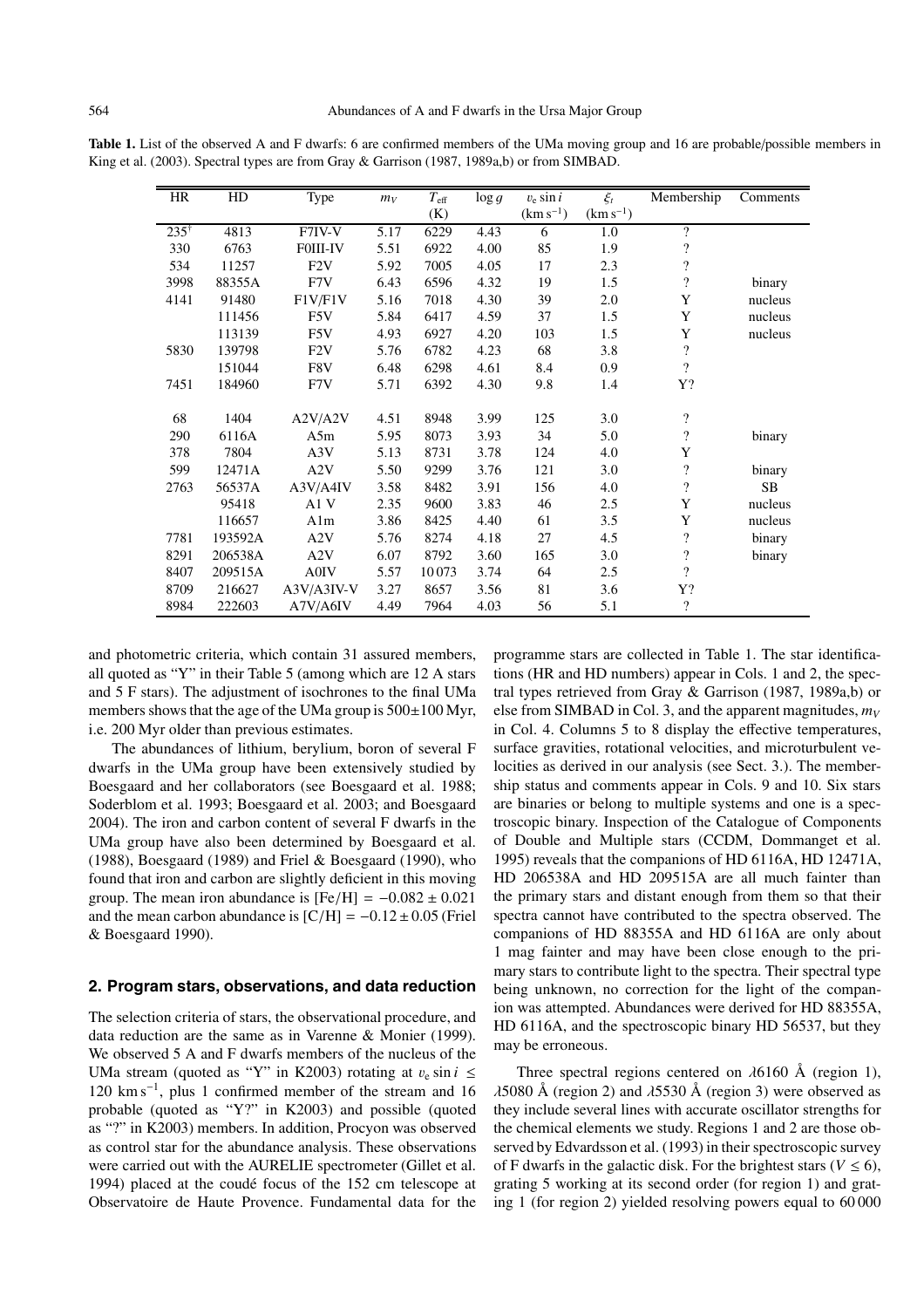**Table 1.** List of the observed A and F dwarfs: 6 are confirmed members of the UMa moving group and 16 are probable/possible members in King et al. (2003). Spectral types are from Gray & Garrison (1987, 1989a,b) or from SIMBAD.

| HR | HD | Type | $m_V$ | $T_{\rm eff}$ (K) | $\log g$ | $v_{\rm e} \sin i$ (km s$^{-1}$) | $\xi_t$ (km s$^{-1}$) | Membership | Comments |
|---|---|---|---|---|---|---|---|---|---|
| 235[†] | 4813 | F7IV-V | 5.17 | 6229 | 4.43 | 6 | 1.0 | ? | |
| 330 | 6763 | F0III-IV | 5.51 | 6922 | 4.00 | 85 | 1.9 | ? | |
| 534 | 11257 | F2V | 5.92 | 7005 | 4.05 | 17 | 2.3 | ? | |
| 3998 | 88355A | F7V | 6.43 | 6596 | 4.32 | 19 | 1.5 | ? | binary |
| 4141 | 91480 | F1V/F1V | 5.16 | 7018 | 4.30 | 39 | 2.0 | Y | nucleus |
| | 111456 | F5V | 5.84 | 6417 | 4.59 | 37 | 1.5 | Y | nucleus |
| | 113139 | F5V | 4.93 | 6927 | 4.20 | 103 | 1.5 | Y | nucleus |
| 5830 | 139798 | F2V | 5.76 | 6782 | 4.23 | 68 | 3.8 | ? | |
| | 151044 | F8V | 6.48 | 6298 | 4.61 | 8.4 | 0.9 | ? | |
| 7451 | 184960 | F7V | 5.71 | 6392 | 4.30 | 9.8 | 1.4 | Y? | |
| 68 | 1404 | A2V/A2V | 4.51 | 8948 | 3.99 | 125 | 3.0 | ? | |
| 290 | 6116A | A5m | 5.95 | 8073 | 3.93 | 34 | 5.0 | ? | binary |
| 378 | 7804 | A3V | 5.13 | 8731 | 3.78 | 124 | 4.0 | Y | |
| 599 | 12471A | A2V | 5.50 | 9299 | 3.76 | 121 | 3.0 | ? | binary |
| 2763 | 56537A | A3V/A4IV | 3.58 | 8482 | 3.91 | 156 | 4.0 | ? | SB |
| | 95418 | A1 V | 2.35 | 9600 | 3.83 | 46 | 2.5 | Y | nucleus |
| | 116657 | A1m | 3.86 | 8425 | 4.40 | 61 | 3.5 | Y | nucleus |
| 7781 | 193592A | A2V | 5.76 | 8274 | 4.18 | 27 | 4.5 | ? | binary |
| 8291 | 206538A | A2V | 6.07 | 8792 | 3.60 | 165 | 3.0 | ? | binary |
| 8407 | 209515A | A0IV | 5.57 | 10073 | 3.74 | 64 | 2.5 | ? | |
| 8709 | 216627 | A3V/A3IV-V | 3.27 | 8657 | 3.56 | 81 | 3.6 | Y? | |
| 8984 | 222603 | A7V/A6IV | 4.49 | 7964 | 4.03 | 56 | 5.1 | ? | |

and photometric criteria, which contain 31 assured members, all quoted as "Y" in their Table 5 (among which are 12 A stars and 5 F stars). The adjustment of isochrones to the final UMa members shows that the age of the UMa group is 500±100 Myr, i.e. 200 Myr older than previous estimates.

The abundances of lithium, beryllium, boron of several F dwarfs in the UMa group have been extensively studied by Boesgaard and her collaborators (see Boesgaard et al. 1988; Soderblom et al. 1993; Boesgaard et al. 2003; and Boesgaard 2004). The iron and carbon content of several F dwarfs in the UMa group have also been determined by Boesgaard et al. (1988), Boesgaard (1989) and Friel & Boesgaard (1990), who found that iron and carbon are slightly deficient in this moving group. The mean iron abundance is $[\mathrm{Fe/H}] = -0.082 \pm 0.021$ and the mean carbon abundance is $[\mathrm{C/H}] = -0.12 \pm 0.05$ (Friel & Boesgaard 1990).

## 2. Program stars, observations, and data reduction

The selection criteria of stars, the observational procedure, and data reduction are the same as in Varenne & Monier (1999). We observed 5 A and F dwarfs members of the nucleus of the UMa stream (quoted as "Y" in K2003) rotating at $v_{\rm e} \sin i \leq 120$ km s$^{-1}$, plus 1 confirmed member of the stream and 16 probable (quoted as "Y?" in K2003) and possible (quoted as "?" in K2003) members. In addition, Procyon was observed as control star for the abundance analysis. These observations were carried out with the AURELIE spectrometer (Gillet et al. 1994) placed at the coudé focus of the 152 cm telescope at Observatoire de Haute Provence. Fundamental data for the programme stars are collected in Table 1. The star identifications (HR and HD numbers) appear in Cols. 1 and 2, the spectral types retrieved from Gray & Garrison (1987, 1989a,b) or else from SIMBAD in Col. 3, and the apparent magnitudes, $m_V$ in Col. 4. Columns 5 to 8 display the effective temperatures, surface gravities, rotational velocities, and microturbulent velocities as derived in our analysis (see Sect. 3.). The membership status and comments appear in Cols. 9 and 10. Six stars are binaries or belong to multiple systems and one is a spectroscopic binary. Inspection of the Catalogue of Components of Double and Multiple stars (CCDM, Dommanget et al. 1995) reveals that the companions of HD 6116A, HD 12471A, HD 206538A and HD 209515A are all much fainter than the primary stars and distant enough from them so that their spectra cannot have contributed to the spectra observed. The companions of HD 88355A and HD 6116A are only about 1 mag fainter and may have been close enough to the primary stars to contribute light to the spectra. Their spectral type being unknown, no correction for the light of the companion was attempted. Abundances were derived for HD 88355A, HD 6116A, and the spectroscopic binary HD 56537, but they may be erroneous.

Three spectral regions centered on $\lambda$6160 Å (region 1), $\lambda$5080 Å (region 2) and $\lambda$5530 Å (region 3) were observed as they include several lines with accurate oscillator strengths for the chemical elements we study. Regions 1 and 2 are those observed by Edvardsson et al. (1993) in their spectroscopic survey of F dwarfs in the galactic disk. For the brightest stars ($V \leq 6$), grating 5 working at its second order (for region 1) and grating 1 (for region 2) yielded resolving powers equal to 60 000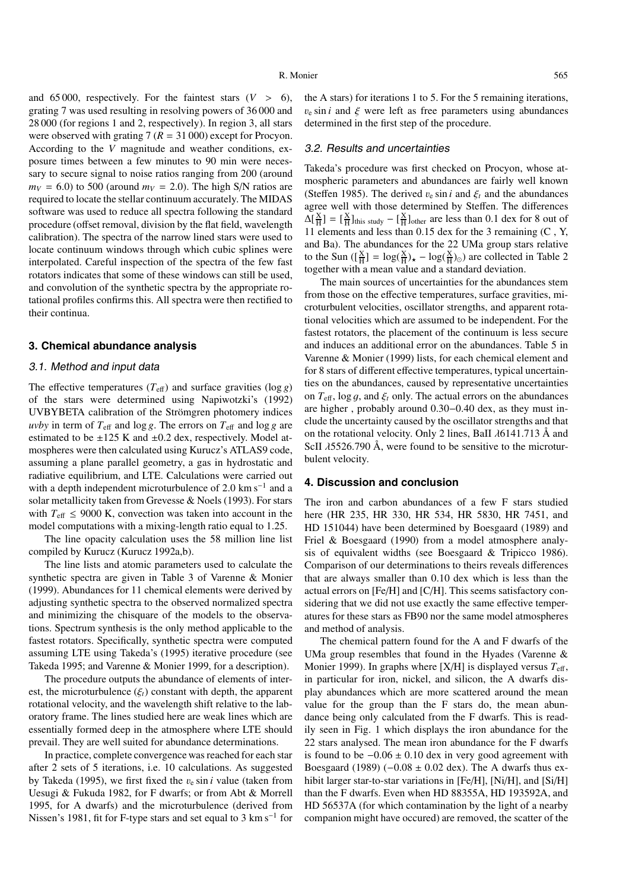and 65 000, respectively. For the faintest stars ($V > 6$), grating 7 was used resulting in resolving powers of 36 000 and 28 000 (for regions 1 and 2, respectively). In region 3, all stars were observed with grating 7 ($R = 31\,000$) except for Procyon. According to the $V$ magnitude and weather conditions, exposure times between a few minutes to 90 min were necessary to secure signal to noise ratios ranging from 200 (around $m_V = 6.0$) to 500 (around $m_V = 2.0$). The high S/N ratios are required to locate the stellar continuum accurately. The MIDAS software was used to reduce all spectra following the standard procedure (offset removal, division by the flat field, wavelength calibration). The spectra of the narrow lined stars were used to locate continuum windows through which cubic splines were interpolated. Careful inspection of the spectra of the few fast rotators indicates that some of these windows can still be used, and convolution of the synthetic spectra by the appropriate rotational profiles confirms this. All spectra were then rectified to their continua.

## 3. Chemical abundance analysis

### 3.1. Method and input data

The effective temperatures ($T_{\rm eff}$) and surface gravities ($\log g$) of the stars were determined using Napiwotzki's (1992) UVBYBETA calibration of the Strömgren photomery indices *uvby* in term of $T_{\rm eff}$ and $\log g$. The errors on $T_{\rm eff}$ and $\log g$ are estimated to be $\pm 125$ K and $\pm 0.2$ dex, respectively. Model atmospheres were then calculated using Kurucz's ATLAS9 code, assuming a plane parallel geometry, a gas in hydrostatic and radiative equilibrium, and LTE. Calculations were carried out with a depth independent microturbulence of 2.0 km s$^{-1}$ and a solar metallicity taken from Grevesse & Noels (1993). For stars with $T_{\rm eff} \leq 9000$ K, convection was taken into account in the model computations with a mixing-length ratio equal to 1.25.

The line opacity calculation uses the 58 million line list compiled by Kurucz (Kurucz 1992a,b).

The line lists and atomic parameters used to calculate the synthetic spectra are given in Table 3 of Varenne & Monier (1999). Abundances for 11 chemical elements were derived by adjusting synthetic spectra to the observed normalized spectra and minimizing the chisquare of the models to the observations. Spectrum synthesis is the only method applicable to the fastest rotators. Specifically, synthetic spectra were computed assuming LTE using Takeda's (1995) iterative procedure (see Takeda 1995; and Varenne & Monier 1999, for a description).

The procedure outputs the abundance of elements of interest, the microturbulence ($\xi_t$) constant with depth, the apparent rotational velocity, and the wavelength shift relative to the laboratory frame. The lines studied here are weak lines which are essentially formed deep in the atmosphere where LTE should prevail. They are well suited for abundance determinations.

In practice, complete convergence was reached for each star after 2 sets of 5 iterations, i.e. 10 calculations. As suggested by Takeda (1995), we first fixed the $v_{\rm e} \sin i$ value (taken from Uesugi & Fukuda 1982, for F dwarfs; or from Abt & Morrell 1995, for A dwarfs) and the microturbulence (derived from Nissen's 1981, fit for F-type stars and set equal to 3 km s$^{-1}$ for the A stars) for iterations 1 to 5. For the 5 remaining iterations, $v_{\rm e} \sin i$ and $\xi$ were left as free parameters using abundances determined in the first step of the procedure.

### 3.2. Results and uncertainties

Takeda's procedure was first checked on Procyon, whose atmospheric parameters and abundances are fairly well known (Steffen 1985). The derived $v_{\rm e} \sin i$ and $\xi_t$ and the abundances agree well with those determined by Steffen. The differences $\Delta[\frac{\rm X}{\rm H}] = [\frac{\rm X}{\rm H}]_{\rm this\ study} - [\frac{\rm X}{\rm H}]_{\rm other}$ are less than 0.1 dex for 8 out of 11 elements and less than 0.15 dex for the 3 remaining (C , Y, and Ba). The abundances for the 22 UMa group stars relative to the Sun ($[\frac{\rm X}{\rm H}] = \log(\frac{\rm X}{\rm H})_\star - \log(\frac{\rm X}{\rm H})_\odot$) are collected in Table 2 together with a mean value and a standard deviation.

The main sources of uncertainties for the abundances stem from those on the effective temperatures, surface gravities, microturbulent velocities, oscillator strengths, and apparent rotational velocities which are assumed to be independent. For the fastest rotators, the placement of the continuum is less secure and induces an additional error on the abundances. Table 5 in Varenne & Monier (1999) lists, for each chemical element and for 8 stars of different effective temperatures, typical uncertainties on the abundances, caused by representative uncertainties on $T_{\rm eff}$, $\log g$, and $\xi_t$ only. The actual errors on the abundances are higher , probably around 0.30–0.40 dex, as they must include the uncertainty caused by the oscillator strengths and that on the rotational velocity. Only 2 lines, BaII $\lambda$6141.713 Å and ScII $\lambda$5526.790 Å, were found to be sensitive to the microturbulent velocity.

## 4. Discussion and conclusion

The iron and carbon abundances of a few F stars studied here (HR 235, HR 330, HR 534, HR 5830, HR 7451, and HD 151044) have been determined by Boesgaard (1989) and Friel & Boesgaard (1990) from a model atmosphere analysis of equivalent widths (see Boesgaard & Tripicco 1986). Comparison of our determinations to theirs reveals differences that are always smaller than 0.10 dex which is less than the actual errors on [Fe/H] and [C/H]. This seems satisfactory considering that we did not use exactly the same effective temperatures for these stars as FB90 nor the same model atmospheres and method of analysis.

The chemical pattern found for the A and F dwarfs of the UMa group resembles that found in the Hyades (Varenne & Monier 1999). In graphs where [X/H] is displayed versus $T_{\rm eff}$, in particular for iron, nickel, and silicon, the A dwarfs display abundances which are more scattered around the mean value for the group than the F stars do, the mean abundance being only calculated from the F dwarfs. This is readily seen in Fig. 1 which displays the iron abundance for the 22 stars analysed. The mean iron abundance for the F dwarfs is found to be $-0.06 \pm 0.10$ dex in very good agreement with Boesgaard (1989) ($-0.08 \pm 0.02$ dex). The A dwarfs thus exhibit larger star-to-star variations in [Fe/H], [Ni/H], and [Si/H] than the F dwarfs. Even when HD 88355A, HD 193592A, and HD 56537A (for which contamination by the light of a nearby companion might have occured) are removed, the scatter of the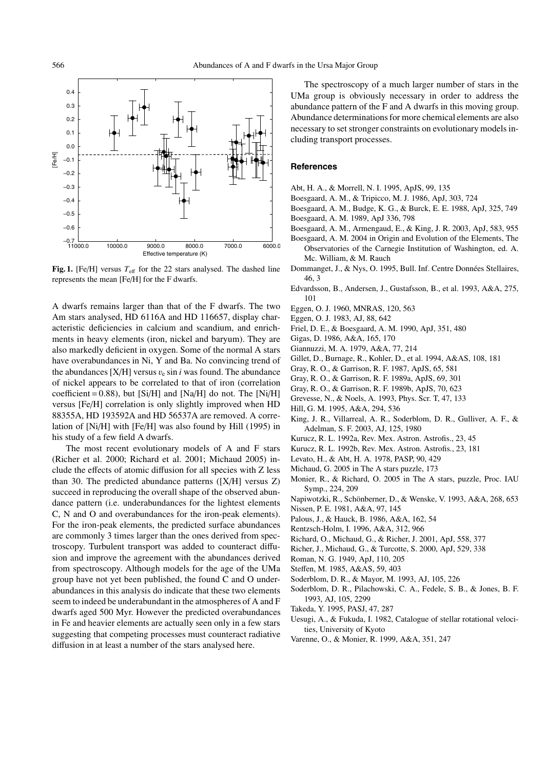**Fig. 1.** [Fe/H] versus $T_{\mathrm{eff}}$ for the 22 stars analysed. The dashed line represents the mean [Fe/H] for the F dwarfs.

A dwarfs remains larger than that of the F dwarfs. The two Am stars analysed, HD 6116A and HD 116657, display characteristic deficiencies in calcium and scandium, and enrichments in heavy elements (iron, nickel and baryum). They are also markedly deficient in oxygen. Some of the normal A stars have overabundances in Ni, Y and Ba. No convincing trend of the abundances [X/H] versus $v_{\mathrm{e}} \sin i$ was found. The abundance of nickel appears to be correlated to that of iron (correlation coefficient = 0.88), but [Si/H] and [Na/H] do not. The [Ni/H] versus [Fe/H] correlation is only slightly improved when HD 88355A, HD 193592A and HD 56537A are removed. A correlation of [Ni/H] with [Fe/H] was also found by Hill (1995) in his study of a few field A dwarfs.

The most recent evolutionary models of A and F stars (Richer et al. 2000; Richard et al. 2001; Michaud 2005) include the effects of atomic diffusion for all species with Z less than 30. The predicted abundance patterns ([X/H] versus Z) succeed in reproducing the overall shape of the observed abundance pattern (i.e. underabundances for the lightest elements C, N and O and overabundances for the iron-peak elements). For the iron-peak elements, the predicted surface abundances are commonly 3 times larger than the ones derived from spectroscopy. Turbulent transport was added to counteract diffusion and improve the agreement with the abundances derived from spectroscopy. Although models for the age of the UMa group have not yet been published, the found C and O underabundances in this analysis do indicate that these two elements seem to indeed be underabundant in the atmospheres of A and F dwarfs aged 500 Myr. However the predicted overabundances in Fe and heavier elements are actually seen only in a few stars suggesting that competing processes must counteract radiative diffusion in at least a number of the stars analysed here.

The spectroscopy of a much larger number of stars in the UMa group is obviously necessary in order to address the abundance pattern of the F and A dwarfs in this moving group. Abundance determinations for more chemical elements are also necessary to set stronger constraints on evolutionary models including transport processes.

## References

Abt, H. A., & Morrell, N. I. 1995, ApJS, 99, 135
Boesgaard, A. M., & Tripicco, M. J. 1986, ApJ, 303, 724
Boesgaard, A. M., Budge, K. G., & Burck, E. E. 1988, ApJ, 325, 749
Boesgaard, A. M. 1989, ApJ 336, 798
Boesgaard, A. M., Armengaud, E., & King, J. R. 2003, ApJ, 583, 955
Boesgaard, A. M. 2004 in Origin and Evolution of the Elements, The Observatories of the Carnegie Institution of Washington, ed. A. Mc. William, & M. Rauch
Dommanget, J., & Nys, O. 1995, Bull. Inf. Centre Données Stellaires, 46, 3
Edvardsson, B., Andersen, J., Gustafsson, B., et al. 1993, A&A, 275, 101
Eggen, O. J. 1960, MNRAS, 120, 563
Eggen, O. J. 1983, AJ, 88, 642
Friel, D. E., & Boesgaard, A. M. 1990, ApJ, 351, 480
Gigas, D. 1986, A&A, 165, 170
Giannuzzi, M. A. 1979, A&A, 77, 214
Gillet, D., Burnage, R., Kohler, D., et al. 1994, A&AS, 108, 181
Gray, R. O., & Garrison, R. F. 1987, ApJS, 65, 581
Gray, R. O., & Garrison, R. F. 1989a, ApJS, 69, 301
Gray, R. O., & Garrison, R. F. 1989b, ApJS, 70, 623
Grevesse, N., & Noels, A. 1993, Phys. Scr. T, 47, 133
Hill, G. M. 1995, A&A, 294, 536
King, J. R., Villarreal, A. R., Soderblom, D. R., Gulliver, A. F., & Adelman, S. F. 2003, AJ, 125, 1980
Kurucz, R. L. 1992a, Rev. Mex. Astron. Astrofis., 23, 45
Kurucz, R. L. 1992b, Rev. Mex. Astron. Astrofis., 23, 181
Levato, H., & Abt, H. A. 1978, PASP, 90, 429
Michaud, G. 2005 in The A stars puzzle, 173
Monier, R., & Richard, O. 2005 in The A stars, puzzle, Proc. IAU Symp., 224, 209
Napiwotzki, R., Schönberner, D., & Wenske, V. 1993, A&A, 268, 653
Nissen, P. E. 1981, A&A, 97, 145
Palous, J., & Hauck, B. 1986, A&A, 162, 54
Rentzsch-Holm, I. 1996, A&A, 312, 966
Richard, O., Michaud, G., & Richer, J. 2001, ApJ, 558, 377
Richer, J., Michaud, G., & Turcotte, S. 2000, ApJ, 529, 338
Roman, N. G. 1949, ApJ, 110, 205
Steffen, M. 1985, A&AS, 59, 403
Soderblom, D. R., & Mayor, M. 1993, AJ, 105, 226
Soderblom, D. R., Pilachowski, C. A., Fedele, S. B., & Jones, B. F. 1993, AJ, 105, 2299
Takeda, Y. 1995, PASJ, 47, 287
Uesugi, A., & Fukuda, I. 1982, Catalogue of stellar rotational velocities, University of Kyoto
Varenne, O., & Monier, R. 1999, A&A, 351, 247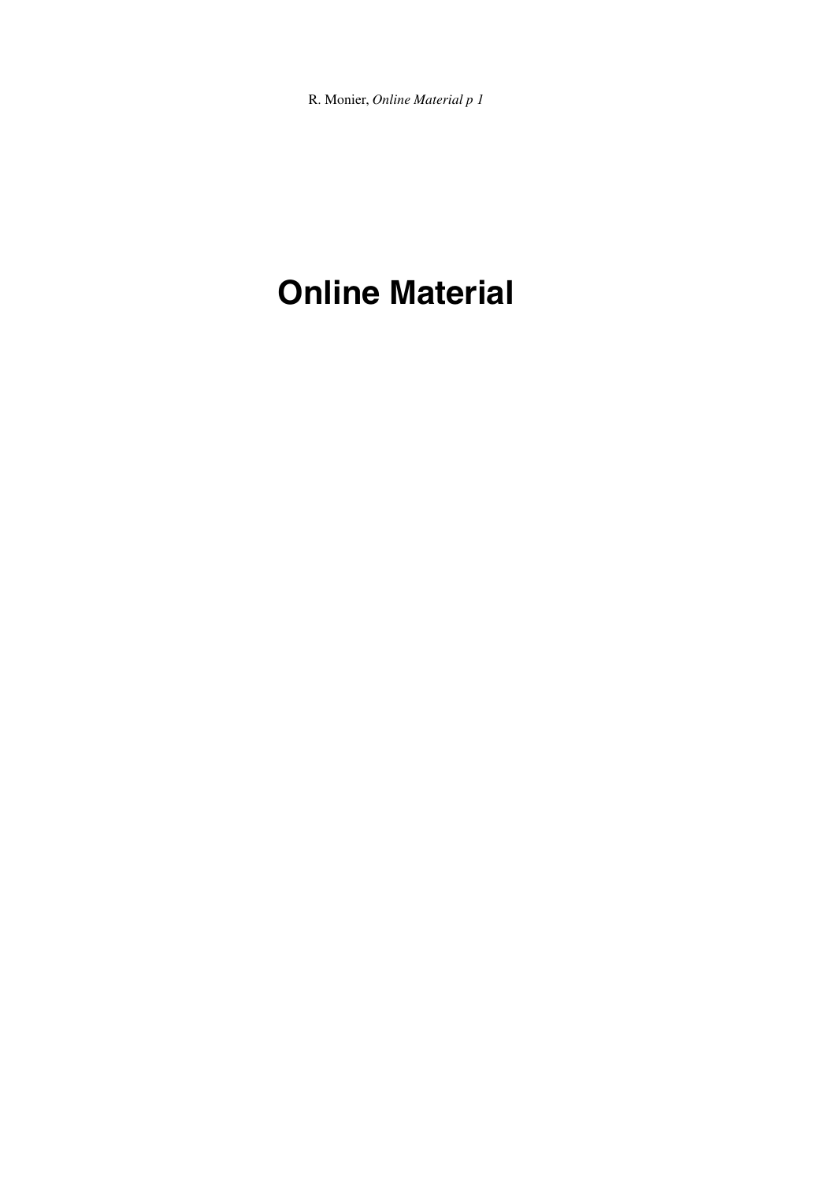# Online Material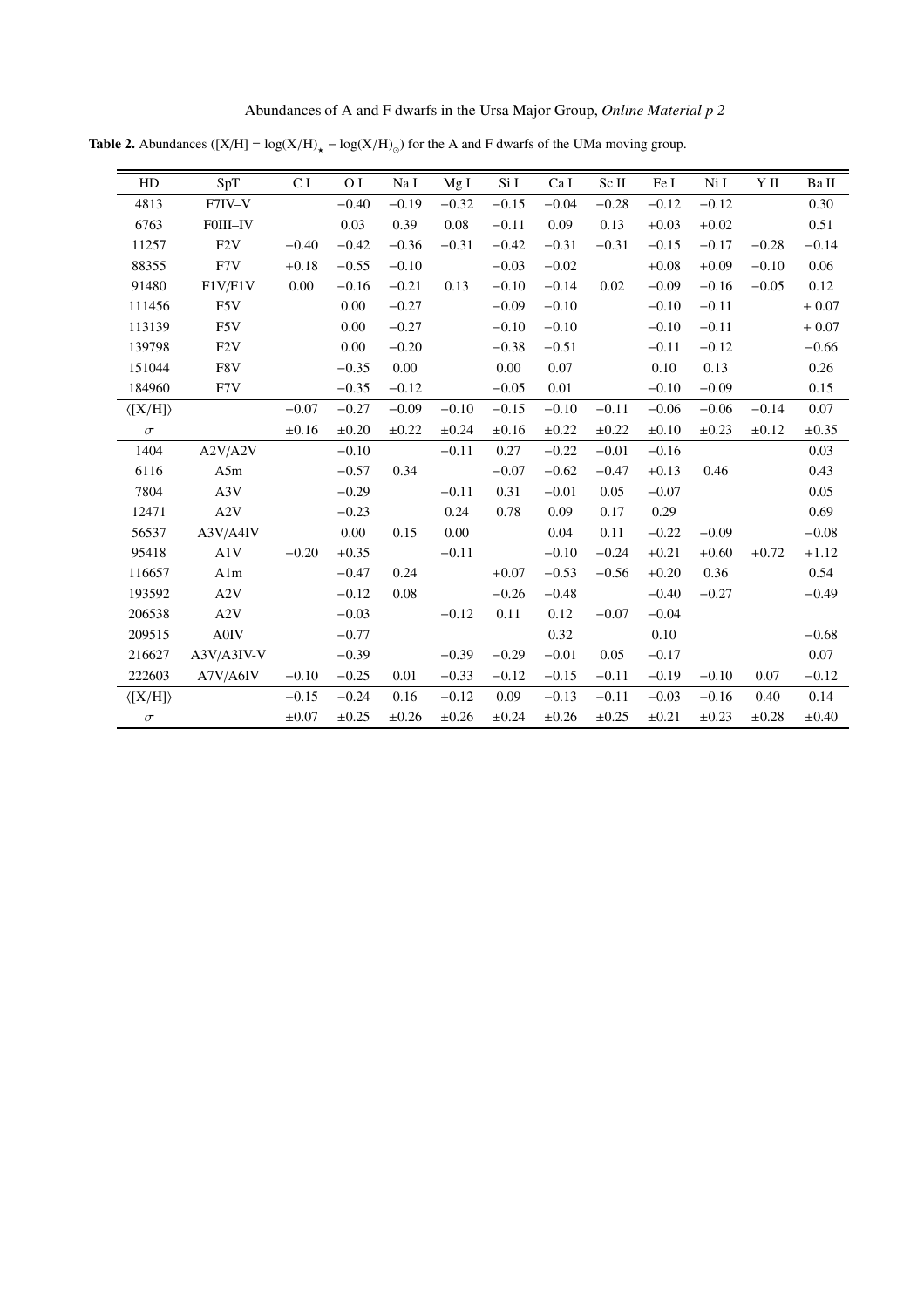**Table 2.** Abundances ([X/H] = $\log(X/H)_\star - \log(X/H)_\odot$) for the A and F dwarfs of the UMa moving group.

| HD | SpT | C I | O I | Na I | Mg I | Si I | Ca I | Sc II | Fe I | Ni I | Y II | Ba II |
|---|---|---|---|---|---|---|---|---|---|---|---|---|
| 4813 | F7IV–V | | −0.40 | −0.19 | −0.32 | −0.15 | −0.04 | −0.28 | −0.12 | −0.12 | | 0.30 |
| 6763 | F0III–IV | | 0.03 | 0.39 | 0.08 | −0.11 | 0.09 | 0.13 | +0.03 | +0.02 | | 0.51 |
| 11257 | F2V | −0.40 | −0.42 | −0.36 | −0.31 | −0.42 | −0.31 | −0.31 | −0.15 | −0.17 | −0.28 | −0.14 |
| 88355 | F7V | +0.18 | −0.55 | −0.10 | | −0.03 | −0.02 | | +0.08 | +0.09 | −0.10 | 0.06 |
| 91480 | F1V/F1V | 0.00 | −0.16 | −0.21 | 0.13 | −0.10 | −0.14 | 0.02 | −0.09 | −0.16 | −0.05 | 0.12 |
| 111456 | F5V | | 0.00 | −0.27 | | −0.09 | −0.10 | | −0.10 | −0.11 | | + 0.07 |
| 113139 | F5V | | 0.00 | −0.27 | | −0.10 | −0.10 | | −0.10 | −0.11 | | + 0.07 |
| 139798 | F2V | | 0.00 | −0.20 | | −0.38 | −0.51 | | −0.11 | −0.12 | | −0.66 |
| 151044 | F8V | | −0.35 | 0.00 | | 0.00 | 0.07 | | 0.10 | 0.13 | | 0.26 |
| 184960 | F7V | | −0.35 | −0.12 | | −0.05 | 0.01 | | −0.10 | −0.09 | | 0.15 |
| ⟨[X/H]⟩ | | −0.07 | −0.27 | −0.09 | −0.10 | −0.15 | −0.10 | −0.11 | −0.06 | −0.06 | −0.14 | 0.07 |
| $\sigma$ | | ±0.16 | ±0.20 | ±0.22 | ±0.24 | ±0.16 | ±0.22 | ±0.22 | ±0.10 | ±0.23 | ±0.12 | ±0.35 |
| 1404 | A2V/A2V | | −0.10 | | −0.11 | 0.27 | −0.22 | −0.01 | −0.16 | | | 0.03 |
| 6116 | A5m | | −0.57 | 0.34 | | −0.07 | −0.62 | −0.47 | +0.13 | 0.46 | | 0.43 |
| 7804 | A3V | | −0.29 | | −0.11 | 0.31 | −0.01 | 0.05 | −0.07 | | | 0.05 |
| 12471 | A2V | | −0.23 | | 0.24 | 0.78 | 0.09 | 0.17 | 0.29 | | | 0.69 |
| 56537 | A3V/A4IV | | 0.00 | 0.15 | 0.00 | | 0.04 | 0.11 | −0.22 | −0.09 | | −0.08 |
| 95418 | A1V | −0.20 | +0.35 | | −0.11 | | −0.10 | −0.24 | +0.21 | +0.60 | +0.72 | +1.12 |
| 116657 | A1m | | −0.47 | 0.24 | | +0.07 | −0.53 | −0.56 | +0.20 | 0.36 | | 0.54 |
| 193592 | A2V | | −0.12 | 0.08 | | −0.26 | −0.48 | | −0.40 | −0.27 | | −0.49 |
| 206538 | A2V | | −0.03 | | −0.12 | 0.11 | 0.12 | −0.07 | −0.04 | | | |
| 209515 | A0IV | | −0.77 | | | | 0.32 | | 0.10 | | | −0.68 |
| 216627 | A3V/A3IV-V | | −0.39 | | −0.39 | −0.29 | −0.01 | 0.05 | −0.17 | | | 0.07 |
| 222603 | A7V/A6IV | −0.10 | −0.25 | 0.01 | −0.33 | −0.12 | −0.15 | −0.11 | −0.19 | −0.10 | 0.07 | −0.12 |
| ⟨[X/H]⟩ | | −0.15 | −0.24 | 0.16 | −0.12 | 0.09 | −0.13 | −0.11 | −0.03 | −0.16 | 0.40 | 0.14 |
| $\sigma$ | | ±0.07 | ±0.25 | ±0.26 | ±0.26 | ±0.24 | ±0.26 | ±0.25 | ±0.21 | ±0.23 | ±0.28 | ±0.40 |